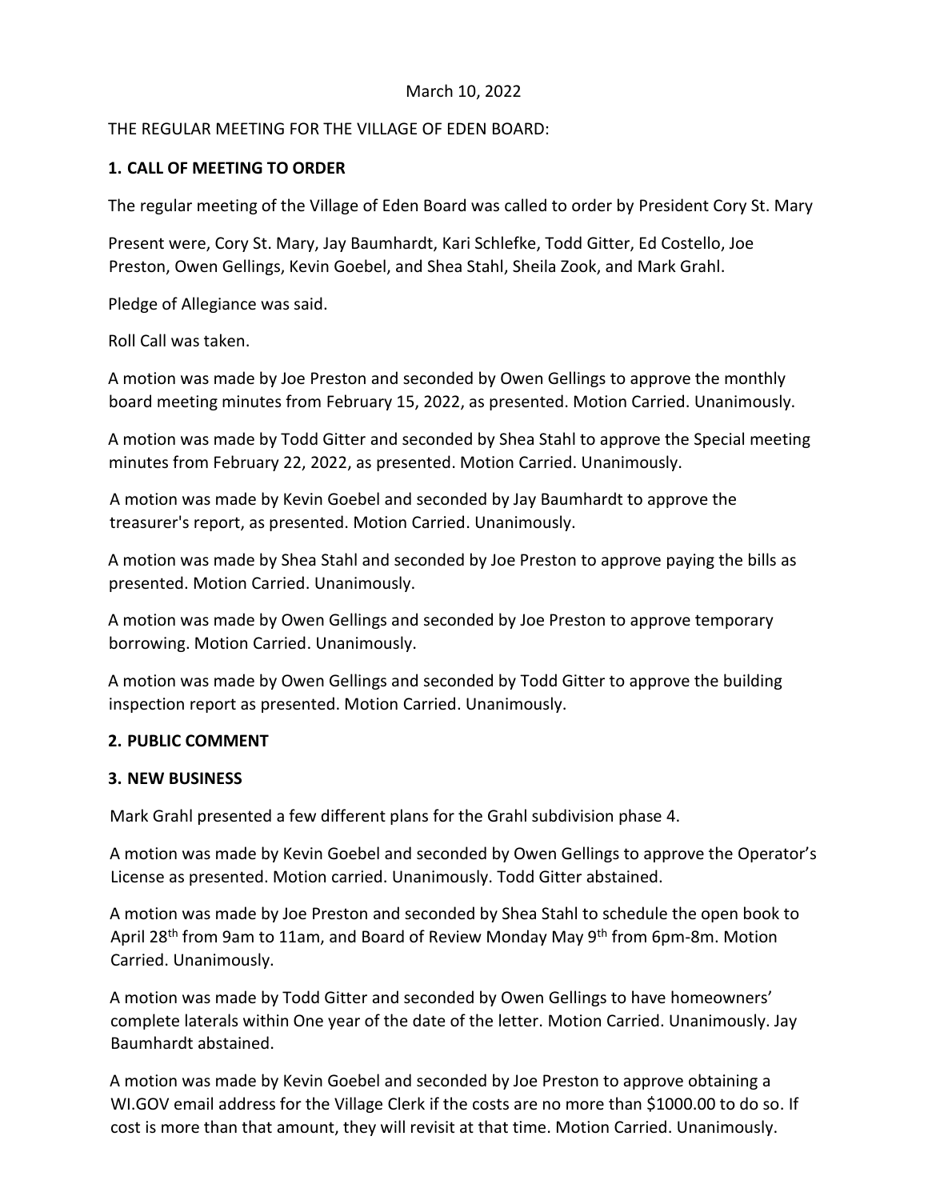March 10, 2022

THE REGULAR MEETING FOR THE VILLAGE OF EDEN BOARD:

**1. CALL OF MEETING TO ORDER**

The regular meeting of the Village of Eden Board was called to order by President Cory St. Mary

Present were, Cory St. Mary, Jay Baumhardt, Kari Schlefke, Todd Gitter, Ed Costello, Joe Preston, Owen Gellings, Kevin Goebel, and Shea Stahl, Sheila Zook, and Mark Grahl.

Pledge of Allegiance was said.

Roll Call was taken.

A motion was made by Joe Preston and seconded by Owen Gellings to approve the monthly board meeting minutes from February 15, 2022, as presented. Motion Carried. Unanimously.

A motion was made by Todd Gitter and seconded by Shea Stahl to approve the Special meeting minutes from February 22, 2022, as presented. Motion Carried. Unanimously.

A motion was made by Kevin Goebel and seconded by Jay Baumhardt to approve the treasurer's report, as presented. Motion Carried. Unanimously.

A motion was made by Shea Stahl and seconded by Joe Preston to approve paying the bills as presented. Motion Carried. Unanimously.

A motion was made by Owen Gellings and seconded by Joe Preston to approve temporary borrowing. Motion Carried. Unanimously.

A motion was made by Owen Gellings and seconded by Todd Gitter to approve the building inspection report as presented. Motion Carried. Unanimously.

**2. PUBLIC COMMENT**

**3. NEW BUSINESS**

Mark Grahl presented a few different plans for the Grahl subdivision phase 4.

A motion was made by Kevin Goebel and seconded by Owen Gellings to approve the Operator's License as presented. Motion carried. Unanimously. Todd Gitter abstained.

A motion was made by Joe Preston and seconded by Shea Stahl to schedule the open book to April 28th from 9am to 11am, and Board of Review Monday May 9th from 6pm-8m. Motion Carried. Unanimously.

A motion was made by Todd Gitter and seconded by Owen Gellings to have homeowners' complete laterals within One year of the date of the letter. Motion Carried. Unanimously. Jay Baumhardt abstained.

A motion was made by Kevin Goebel and seconded by Joe Preston to approve obtaining a WI.GOV email address for the Village Clerk if the costs are no more than $1000.00 to do so. If cost is more than that amount, they will revisit at that time. Motion Carried. Unanimously.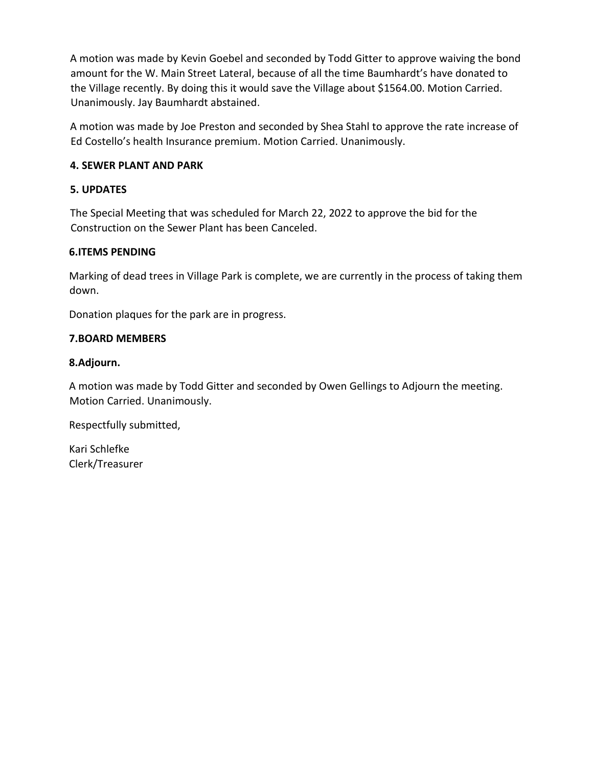A motion was made by Kevin Goebel and seconded by Todd Gitter to approve waiving the bond amount for the W. Main Street Lateral, because of all the time Baumhardt's have donated to the Village recently. By doing this it would save the Village about $1564.00. Motion Carried. Unanimously. Jay Baumhardt abstained.

A motion was made by Joe Preston and seconded by Shea Stahl to approve the rate increase of Ed Costello's health Insurance premium. Motion Carried. Unanimously.

**4. SEWER PLANT AND PARK**

**5. UPDATES**

The Special Meeting that was scheduled for March 22, 2022 to approve the bid for the Construction on the Sewer Plant has been Canceled.

**6.ITEMS PENDING**

Marking of dead trees in Village Park is complete, we are currently in the process of taking them down.

Donation plaques for the park are in progress.

**7.BOARD MEMBERS**

**8.Adjourn.**

A motion was made by Todd Gitter and seconded by Owen Gellings to Adjourn the meeting. Motion Carried. Unanimously.

Respectfully submitted,

Kari Schlefke
Clerk/Treasurer